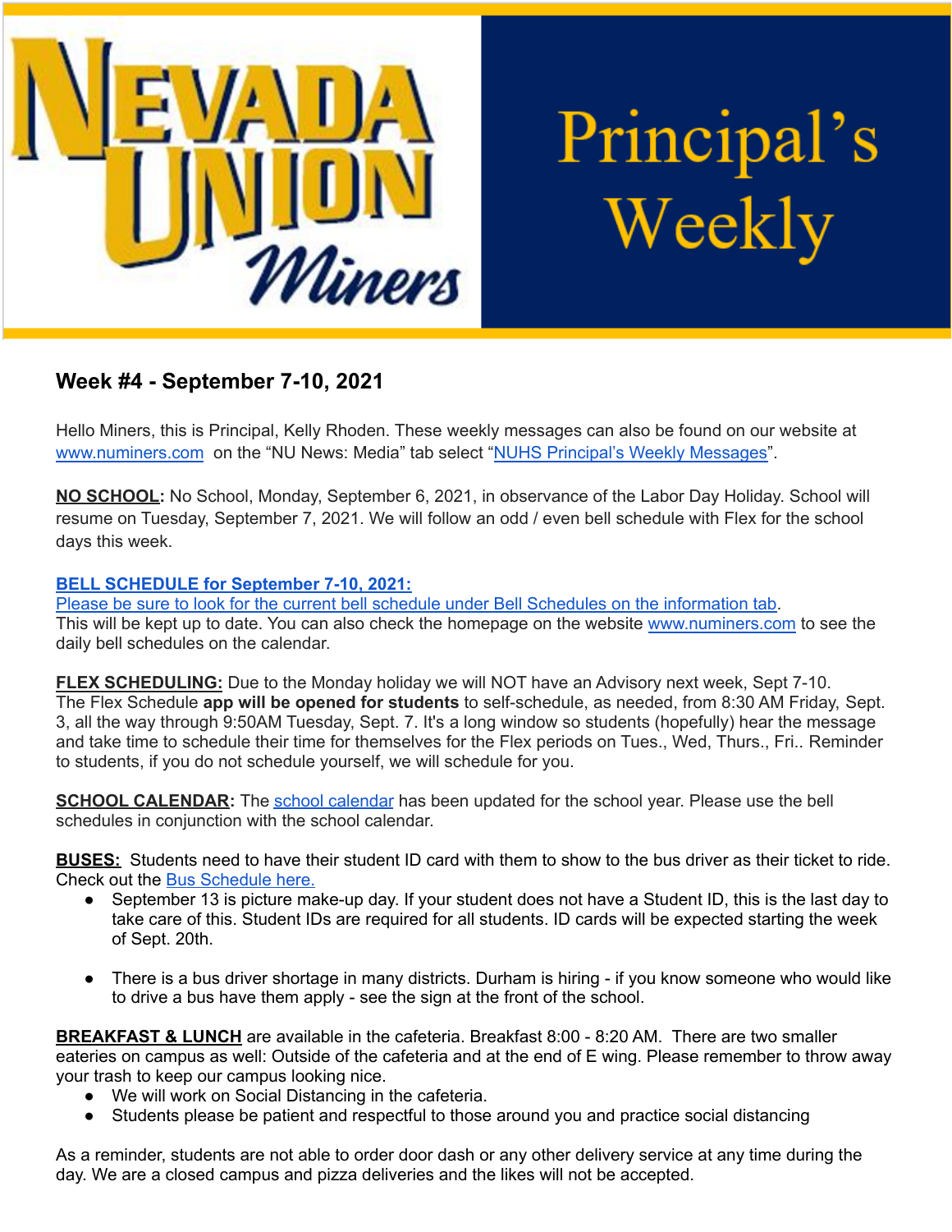# Nevada Union Miners — Principal's Weekly

## Week #4 - September 7-10, 2021

Hello Miners, this is Principal, Kelly Rhoden. These weekly messages can also be found on our website at www.numiners.com on the "NU News: Media" tab select "NUHS Principal's Weekly Messages".

**NO SCHOOL:** No School, Monday, September 6, 2021, in observance of the Labor Day Holiday. School will resume on Tuesday, September 7, 2021. We will follow an odd / even bell schedule with Flex for the school days this week.

**BELL SCHEDULE for September 7-10, 2021:**
Please be sure to look for the current bell schedule under Bell Schedules on the information tab. This will be kept up to date. You can also check the homepage on the website www.numiners.com to see the daily bell schedules on the calendar.

**FLEX SCHEDULING:** Due to the Monday holiday we will NOT have an Advisory next week, Sept 7-10. The Flex Schedule **app will be opened for students** to self-schedule, as needed, from 8:30 AM Friday, Sept. 3, all the way through 9:50AM Tuesday, Sept. 7. It's a long window so students (hopefully) hear the message and take time to schedule their time for themselves for the Flex periods on Tues., Wed, Thurs., Fri.. Reminder to students, if you do not schedule yourself, we will schedule for you.

**SCHOOL CALENDAR:** The school calendar has been updated for the school year. Please use the bell schedules in conjunction with the school calendar.

**BUSES:** Students need to have their student ID card with them to show to the bus driver as their ticket to ride. Check out the Bus Schedule here.

- September 13 is picture make-up day. If your student does not have a Student ID, this is the last day to take care of this. Student IDs are required for all students. ID cards will be expected starting the week of Sept. 20th.
- There is a bus driver shortage in many districts. Durham is hiring - if you know someone who would like to drive a bus have them apply - see the sign at the front of the school.

**BREAKFAST & LUNCH** are available in the cafeteria. Breakfast 8:00 - 8:20 AM. There are two smaller eateries on campus as well: Outside of the cafeteria and at the end of E wing. Please remember to throw away your trash to keep our campus looking nice.

- We will work on Social Distancing in the cafeteria.
- Students please be patient and respectful to those around you and practice social distancing

As a reminder, students are not able to order door dash or any other delivery service at any time during the day. We are a closed campus and pizza deliveries and the likes will not be accepted.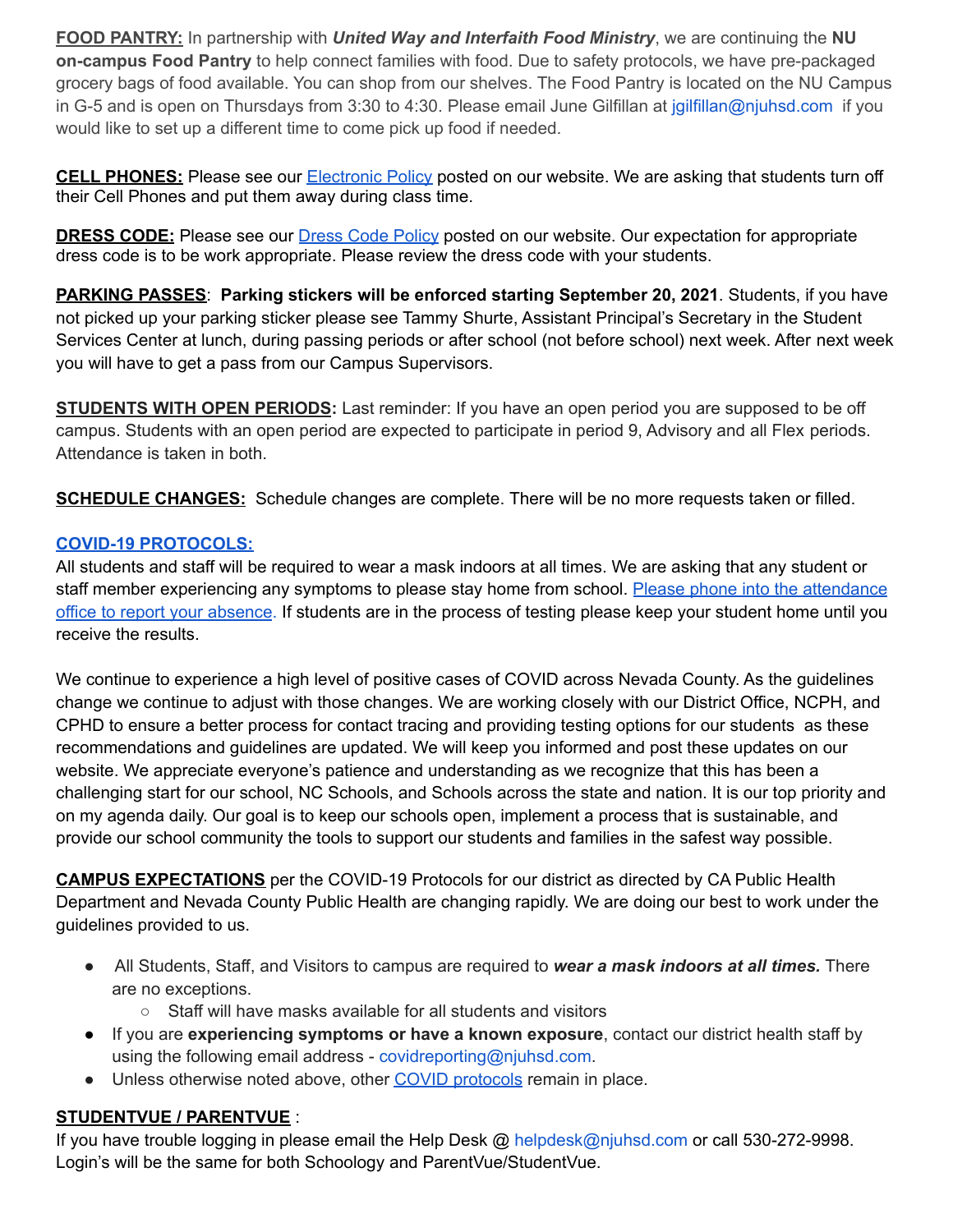**FOOD PANTRY:** In partnership with ***United Way and Interfaith Food Ministry***, we are continuing the **NU on-campus Food Pantry** to help connect families with food. Due to safety protocols, we have pre-packaged grocery bags of food available. You can shop from our shelves. The Food Pantry is located on the NU Campus in G-5 and is open on Thursdays from 3:30 to 4:30. Please email June Gilfillan at jgilfillan@njuhsd.com if you would like to set up a different time to come pick up food if needed.

**CELL PHONES:** Please see our Electronic Policy posted on our website. We are asking that students turn off their Cell Phones and put them away during class time.

**DRESS CODE:** Please see our Dress Code Policy posted on our website. Our expectation for appropriate dress code is to be work appropriate. Please review the dress code with your students.

**PARKING PASSES**: **Parking stickers will be enforced starting September 20, 2021**. Students, if you have not picked up your parking sticker please see Tammy Shurte, Assistant Principal's Secretary in the Student Services Center at lunch, during passing periods or after school (not before school) next week. After next week you will have to get a pass from our Campus Supervisors.

**STUDENTS WITH OPEN PERIODS:** Last reminder: If you have an open period you are supposed to be off campus. Students with an open period are expected to participate in period 9, Advisory and all Flex periods. Attendance is taken in both.

**SCHEDULE CHANGES:** Schedule changes are complete. There will be no more requests taken or filled.

**COVID-19 PROTOCOLS:**

All students and staff will be required to wear a mask indoors at all times. We are asking that any student or staff member experiencing any symptoms to please stay home from school. Please phone into the attendance office to report your absence. If students are in the process of testing please keep your student home until you receive the results.

We continue to experience a high level of positive cases of COVID across Nevada County. As the guidelines change we continue to adjust with those changes. We are working closely with our District Office, NCPH, and CPHD to ensure a better process for contact tracing and providing testing options for our students as these recommendations and guidelines are updated. We will keep you informed and post these updates on our website. We appreciate everyone's patience and understanding as we recognize that this has been a challenging start for our school, NC Schools, and Schools across the state and nation. It is our top priority and on my agenda daily. Our goal is to keep our schools open, implement a process that is sustainable, and provide our school community the tools to support our students and families in the safest way possible.

**CAMPUS EXPECTATIONS** per the COVID-19 Protocols for our district as directed by CA Public Health Department and Nevada County Public Health are changing rapidly. We are doing our best to work under the guidelines provided to us.

- All Students, Staff, and Visitors to campus are required to ***wear a mask indoors at all times.*** There are no exceptions.
  - Staff will have masks available for all students and visitors
- If you are **experiencing symptoms or have a known exposure**, contact our district health staff by using the following email address - covidreporting@njuhsd.com.
- Unless otherwise noted above, other COVID protocols remain in place.

**STUDENTVUE / PARENTVUE** :

If you have trouble logging in please email the Help Desk @ helpdesk@njuhsd.com or call 530-272-9998. Login's will be the same for both Schoology and ParentVue/StudentVue.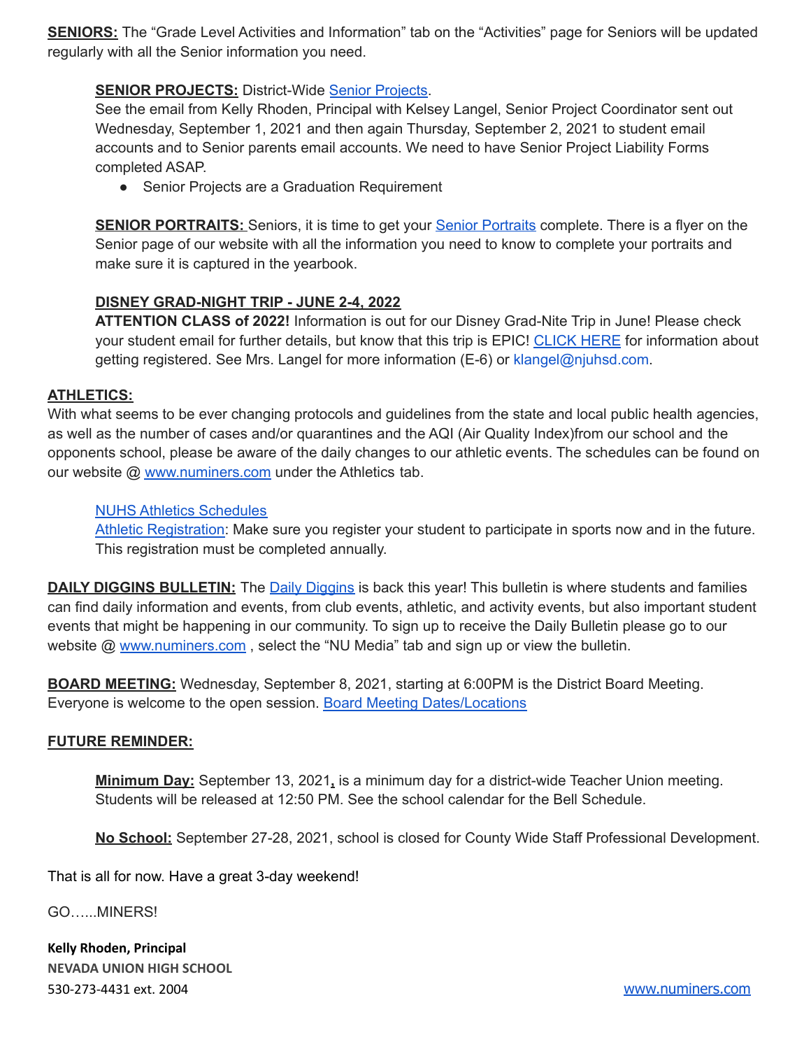**SENIORS:** The "Grade Level Activities and Information" tab on the "Activities" page for Seniors will be updated regularly with all the Senior information you need.

> **SENIOR PROJECTS:** District-Wide Senior Projects.
> See the email from Kelly Rhoden, Principal with Kelsey Langel, Senior Project Coordinator sent out Wednesday, September 1, 2021 and then again Thursday, September 2, 2021 to student email accounts and to Senior parents email accounts. We need to have Senior Project Liability Forms completed ASAP.
>
> - Senior Projects are a Graduation Requirement
>
> **SENIOR PORTRAITS:** Seniors, it is time to get your Senior Portraits complete. There is a flyer on the Senior page of our website with all the information you need to know to complete your portraits and make sure it is captured in the yearbook.
>
> **DISNEY GRAD-NIGHT TRIP - JUNE 2-4, 2022**
> **ATTENTION CLASS of 2022!** Information is out for our Disney Grad-Nite Trip in June! Please check your student email for further details, but know that this trip is EPIC! CLICK HERE for information about getting registered. See Mrs. Langel for more information (E-6) or klangel@njuhsd.com.

**ATHLETICS:**
With what seems to be ever changing protocols and guidelines from the state and local public health agencies, as well as the number of cases and/or quarantines and the AQI (Air Quality Index)from our school and the opponents school, please be aware of the daily changes to our athletic events. The schedules can be found on our website @ www.numiners.com under the Athletics tab.

> NUHS Athletics Schedules
> Athletic Registration: Make sure you register your student to participate in sports now and in the future. This registration must be completed annually.

**DAILY DIGGINS BULLETIN:** The Daily Diggins is back this year! This bulletin is where students and families can find daily information and events, from club events, athletic, and activity events, but also important student events that might be happening in our community. To sign up to receive the Daily Bulletin please go to our website @ www.numiners.com , select the "NU Media" tab and sign up or view the bulletin.

**BOARD MEETING:** Wednesday, September 8, 2021, starting at 6:00PM is the District Board Meeting. Everyone is welcome to the open session. Board Meeting Dates/Locations

**FUTURE REMINDER:**

> **Minimum Day:** September 13, 2021, is a minimum day for a district-wide Teacher Union meeting. Students will be released at 12:50 PM. See the school calendar for the Bell Schedule.
>
> **No School:** September 27-28, 2021, school is closed for County Wide Staff Professional Development.

That is all for now. Have a great 3-day weekend!

GO…...MINERS!

**Kelly Rhoden, Principal**
NEVADA UNION HIGH SCHOOL
530-273-4431 ext. 2004 www.numiners.com